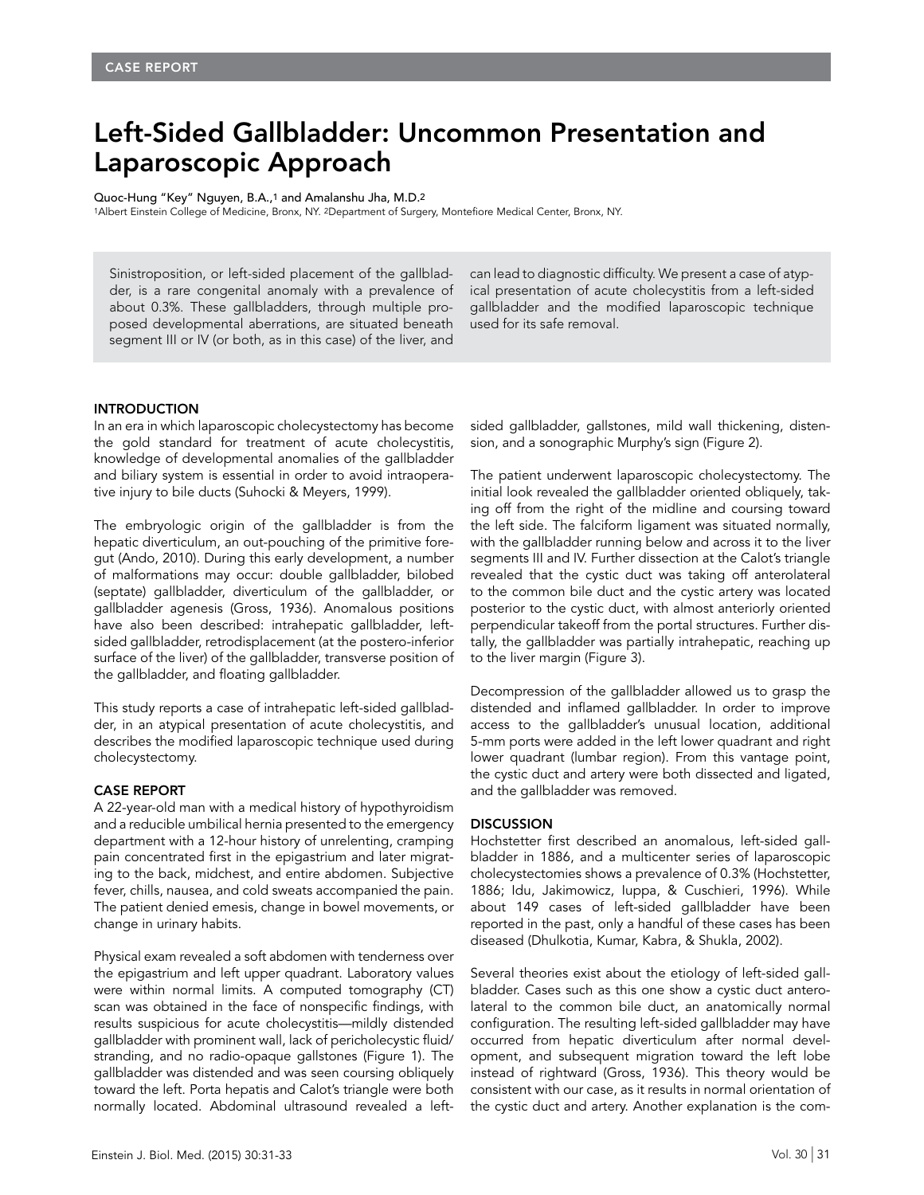CASE REPORT

# Left-Sided Gallbladder: Uncommon Presentation and Laparoscopic Approach

Quoc-Hung "Key" Nguyen, B.A.,[1] and Amalanshu Jha, M.D.[2]

[1]Albert Einstein College of Medicine, Bronx, NY. [2]Department of Surgery, Montefiore Medical Center, Bronx, NY.

Sinistroposition, or left-sided placement of the gallbladder, is a rare congenital anomaly with a prevalence of about 0.3%. These gallbladders, through multiple proposed developmental aberrations, are situated beneath segment III or IV (or both, as in this case) of the liver, and can lead to diagnostic difficulty. We present a case of atypical presentation of acute cholecystitis from a left-sided gallbladder and the modified laparoscopic technique used for its safe removal.

## INTRODUCTION

In an era in which laparoscopic cholecystectomy has become the gold standard for treatment of acute cholecystitis, knowledge of developmental anomalies of the gallbladder and biliary system is essential in order to avoid intraoperative injury to bile ducts (Suhocki & Meyers, 1999).

The embryologic origin of the gallbladder is from the hepatic diverticulum, an out-pouching of the primitive foregut (Ando, 2010). During this early development, a number of malformations may occur: double gallbladder, bilobed (septate) gallbladder, diverticulum of the gallbladder, or gallbladder agenesis (Gross, 1936). Anomalous positions have also been described: intrahepatic gallbladder, left-sided gallbladder, retrodisplacement (at the postero-inferior surface of the liver) of the gallbladder, transverse position of the gallbladder, and floating gallbladder.

This study reports a case of intrahepatic left-sided gallbladder, in an atypical presentation of acute cholecystitis, and describes the modified laparoscopic technique used during cholecystectomy.

## CASE REPORT

A 22-year-old man with a medical history of hypothyroidism and a reducible umbilical hernia presented to the emergency department with a 12-hour history of unrelenting, cramping pain concentrated first in the epigastrium and later migrating to the back, midchest, and entire abdomen. Subjective fever, chills, nausea, and cold sweats accompanied the pain. The patient denied emesis, change in bowel movements, or change in urinary habits.

Physical exam revealed a soft abdomen with tenderness over the epigastrium and left upper quadrant. Laboratory values were within normal limits. A computed tomography (CT) scan was obtained in the face of nonspecific findings, with results suspicious for acute cholecystitis—mildly distended gallbladder with prominent wall, lack of pericholecystic fluid/stranding, and no radio-opaque gallstones (Figure 1). The gallbladder was distended and was seen coursing obliquely toward the left. Porta hepatis and Calot's triangle were both normally located. Abdominal ultrasound revealed a left-sided gallbladder, gallstones, mild wall thickening, distension, and a sonographic Murphy's sign (Figure 2).

The patient underwent laparoscopic cholecystectomy. The initial look revealed the gallbladder oriented obliquely, taking off from the right of the midline and coursing toward the left side. The falciform ligament was situated normally, with the gallbladder running below and across it to the liver segments III and IV. Further dissection at the Calot's triangle revealed that the cystic duct was taking off anterolateral to the common bile duct and the cystic artery was located posterior to the cystic duct, with almost anteriorly oriented perpendicular takeoff from the portal structures. Further distally, the gallbladder was partially intrahepatic, reaching up to the liver margin (Figure 3).

Decompression of the gallbladder allowed us to grasp the distended and inflamed gallbladder. In order to improve access to the gallbladder's unusual location, additional 5-mm ports were added in the left lower quadrant and right lower quadrant (lumbar region). From this vantage point, the cystic duct and artery were both dissected and ligated, and the gallbladder was removed.

## DISCUSSION

Hochstetter first described an anomalous, left-sided gallbladder in 1886, and a multicenter series of laparoscopic cholecystectomies shows a prevalence of 0.3% (Hochstetter, 1886; Idu, Jakimowicz, Iuppa, & Cuschieri, 1996). While about 149 cases of left-sided gallbladder have been reported in the past, only a handful of these cases has been diseased (Dhulkotia, Kumar, Kabra, & Shukla, 2002).

Several theories exist about the etiology of left-sided gallbladder. Cases such as this one show a cystic duct anterolateral to the common bile duct, an anatomically normal configuration. The resulting left-sided gallbladder may have occurred from hepatic diverticulum after normal development, and subsequent migration toward the left lobe instead of rightward (Gross, 1936). This theory would be consistent with our case, as it results in normal orientation of the cystic duct and artery. Another explanation is the com-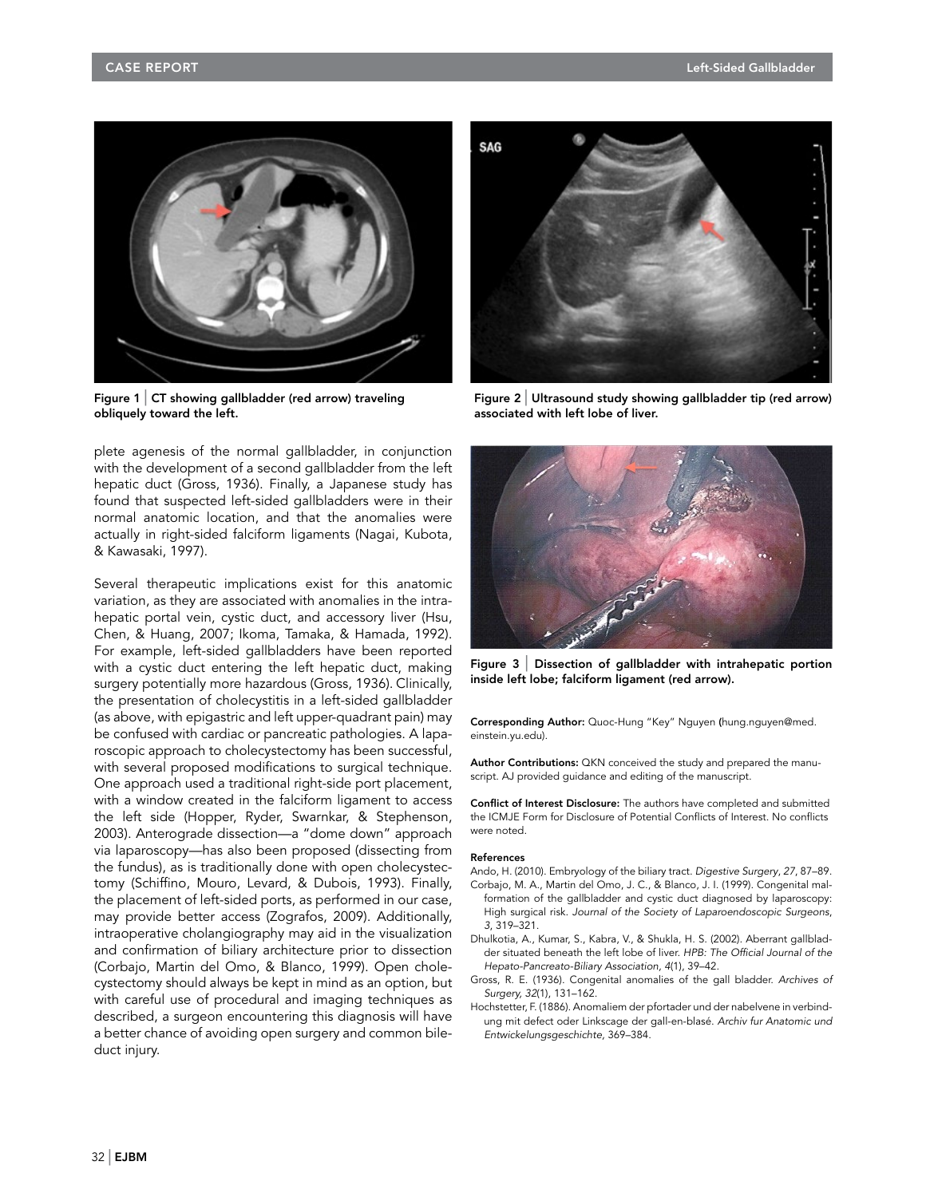Figure 1 | CT showing gallbladder (red arrow) traveling obliquely toward the left.

Figure 2 | Ultrasound study showing gallbladder tip (red arrow) associated with left lobe of liver.

plete agenesis of the normal gallbladder, in conjunction with the development of a second gallbladder from the left hepatic duct (Gross, 1936). Finally, a Japanese study has found that suspected left-sided gallbladders were in their normal anatomic location, and that the anomalies were actually in right-sided falciform ligaments (Nagai, Kubota, & Kawasaki, 1997).

Several therapeutic implications exist for this anatomic variation, as they are associated with anomalies in the intrahepatic portal vein, cystic duct, and accessory liver (Hsu, Chen, & Huang, 2007; Ikoma, Tamaka, & Hamada, 1992). For example, left-sided gallbladders have been reported with a cystic duct entering the left hepatic duct, making surgery potentially more hazardous (Gross, 1936). Clinically, the presentation of cholecystitis in a left-sided gallbladder (as above, with epigastric and left upper-quadrant pain) may be confused with cardiac or pancreatic pathologies. A laparoscopic approach to cholecystectomy has been successful, with several proposed modifications to surgical technique. One approach used a traditional right-side port placement, with a window created in the falciform ligament to access the left side (Hopper, Ryder, Swarnkar, & Stephenson, 2003). Anterograde dissection—a "dome down" approach via laparoscopy—has also been proposed (dissecting from the fundus), as is traditionally done with open cholecystectomy (Schiffino, Mouro, Levard, & Dubois, 1993). Finally, the placement of left-sided ports, as performed in our case, may provide better access (Zografos, 2009). Additionally, intraoperative cholangiography may aid in the visualization and confirmation of biliary architecture prior to dissection (Corbajo, Martin del Omo, & Blanco, 1999). Open cholecystectomy should always be kept in mind as an option, but with careful use of procedural and imaging techniques as described, a surgeon encountering this diagnosis will have a better chance of avoiding open surgery and common bile-duct injury.

Figure 3 | Dissection of gallbladder with intrahepatic portion inside left lobe; falciform ligament (red arrow).

**Corresponding Author:** Quoc-Hung "Key" Nguyen (hung.nguyen@med.einstein.yu.edu).

**Author Contributions:** QKN conceived the study and prepared the manuscript. AJ provided guidance and editing of the manuscript.

**Conflict of Interest Disclosure:** The authors have completed and submitted the ICMJE Form for Disclosure of Potential Conflicts of Interest. No conflicts were noted.

**References**

Ando, H. (2010). Embryology of the biliary tract. *Digestive Surgery*, *27*, 87–89.

Corbajo, M. A., Martin del Omo, J. C., & Blanco, J. I. (1999). Congenital malformation of the gallbladder and cystic duct diagnosed by laparoscopy: High surgical risk. *Journal of the Society of Laparoendoscopic Surgeons*, *3*, 319–321.

Dhulkotia, A., Kumar, S., Kabra, V., & Shukla, H. S. (2002). Aberrant gallbladder situated beneath the left lobe of liver. *HPB: The Official Journal of the Hepato-Pancreato-Biliary Association*, *4*(1), 39–42.

Gross, R. E. (1936). Congenital anomalies of the gall bladder. *Archives of Surgery*, *32*(1), 131–162.

Hochstetter, F. (1886). Anomaliem der pfortader und der nabelvene in verbindung mit defect oder Linkscage der gall-en-blasé. *Archiv fur Anatomic und Entwickelungsgeschichte*, 369–384.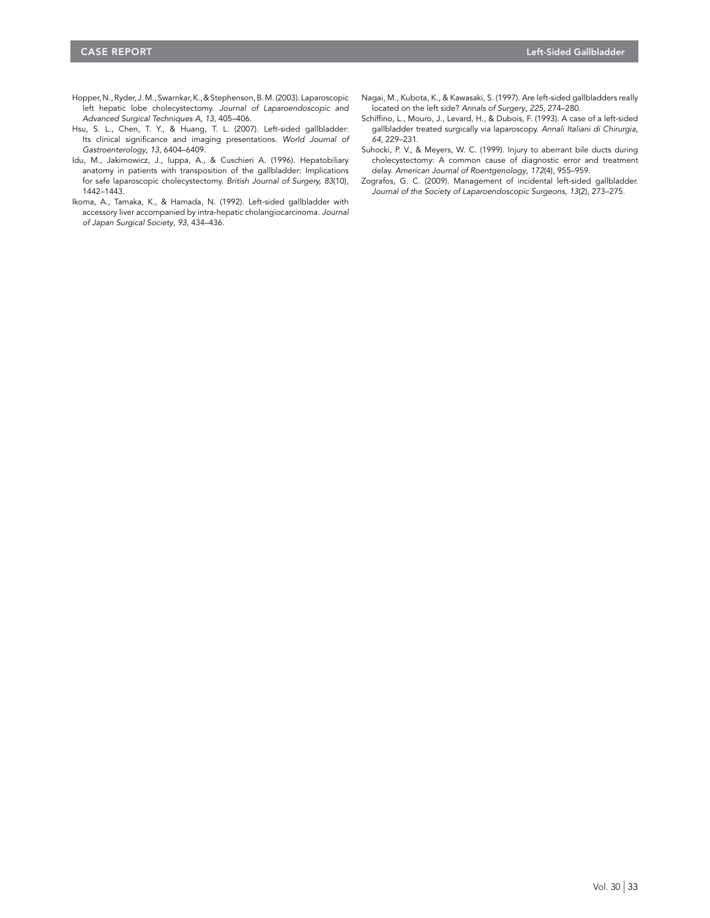Hopper, N., Ryder, J. M., Swarnkar, K., & Stephenson, B. M. (2003). Laparoscopic left hepatic lobe cholecystectomy. *Journal of Laparoendoscopic and Advanced Surgical Techniques A*, *13*, 405–406.

Hsu, S. L., Chen, T. Y., & Huang, T. L. (2007). Left-sided gallbladder: Its clinical significance and imaging presentations. *World Journal of Gastroenterology*, *13*, 6404–6409.

Idu, M., Jakimowicz, J., Iuppa, A., & Cuschieri A. (1996). Hepatobiliary anatomy in patients with transposition of the gallbladder: Implications for safe laparoscopic cholecystectomy. *British Journal of Surgery, 83*(10), 1442–1443.

Ikoma, A., Tamaka, K., & Hamada, N. (1992). Left-sided gallbladder with accessory liver accompanied by intra-hepatic cholangiocarcinoma. *Journal of Japan Surgical Society*, *93*, 434–436.

Nagai, M., Kubota, K., & Kawasaki, S. (1997). Are left-sided gallbladders really located on the left side? *Annals of Surgery*, *225*, 274–280.

Schiffino, L., Mouro, J., Levard, H., & Dubois, F. (1993). A case of a left-sided gallbladder treated surgically via laparoscopy. *Annali Italiani di Chirurgia*, *64*, 229–231.

Suhocki, P. V., & Meyers, W. C. (1999). Injury to aberrant bile ducts during cholecystectomy: A common cause of diagnostic error and treatment delay. *American Journal of Roentgenology*, *172*(4), 955–959.

Zografos, G. C. (2009). Management of incidental left-sided gallbladder. *Journal of the Society of Laparoendoscopic Surgeons*, *13*(2), 273–275.